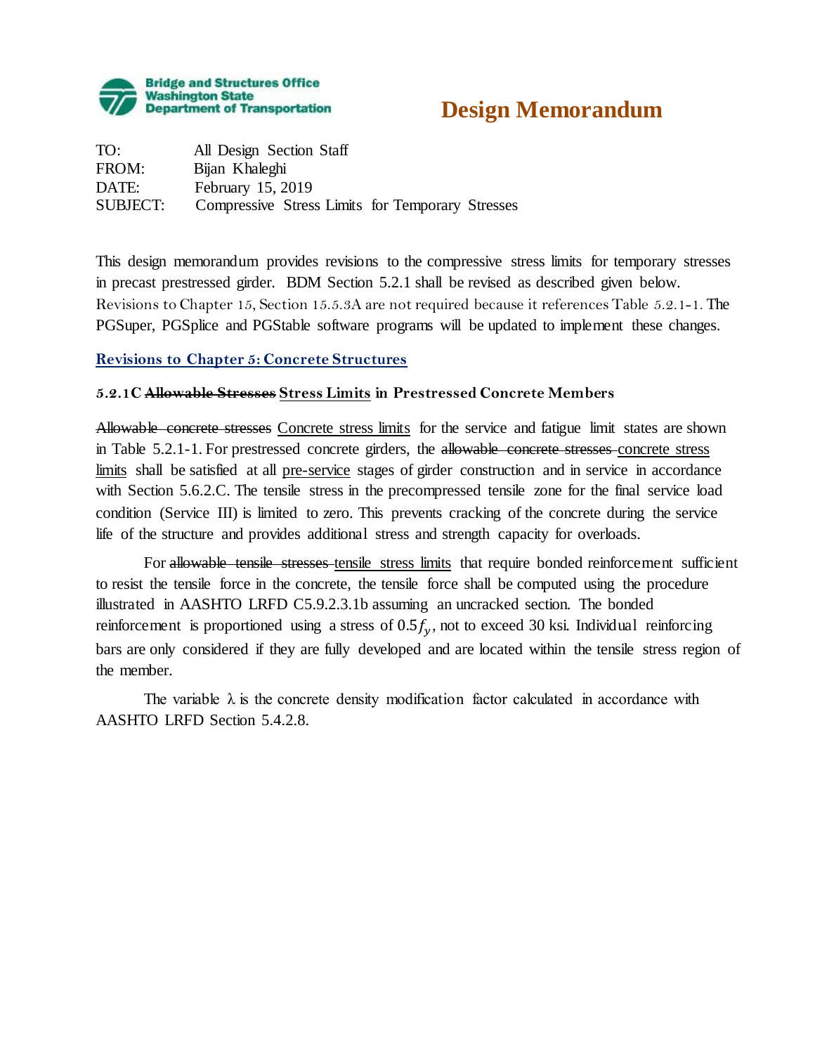**Bridge and Structures Office**
**Washington State**
**Department of Transportation**

# Design Memorandum

TO: All Design Section Staff
FROM: Bijan Khaleghi
DATE: February 15, 2019
SUBJECT: Compressive Stress Limits for Temporary Stresses

This design memorandum provides revisions to the compressive stress limits for temporary stresses in precast prestressed girder. BDM Section 5.2.1 shall be revised as described given below. Revisions to Chapter 15, Section 15.5.3A are not required because it references Table 5.2.1-1. The PGSuper, PGSplice and PGStable software programs will be updated to implement these changes.

## Revisions to Chapter 5: Concrete Structures

### 5.2.1C ~~Allowable Stresses~~ <u>Stress Limits</u> in Prestressed Concrete Members

~~Allowable concrete stresses~~ <u>Concrete stress limits</u> for the service and fatigue limit states are shown in Table 5.2.1-1. For prestressed concrete girders, the ~~allowable concrete stresses~~ <u>concrete stress limits</u> shall be satisfied at all <u>pre-service</u> stages of girder construction and in service in accordance with Section 5.6.2.C. The tensile stress in the precompressed tensile zone for the final service load condition (Service III) is limited to zero. This prevents cracking of the concrete during the service life of the structure and provides additional stress and strength capacity for overloads.

For ~~allowable tensile stresses~~ <u>tensile stress limits</u> that require bonded reinforcement sufficient to resist the tensile force in the concrete, the tensile force shall be computed using the procedure illustrated in AASHTO LRFD C5.9.2.3.1b assuming an uncracked section. The bonded reinforcement is proportioned using a stress of $0.5f_y$, not to exceed 30 ksi. Individual reinforcing bars are only considered if they are fully developed and are located within the tensile stress region of the member.

The variable $\lambda$ is the concrete density modification factor calculated in accordance with AASHTO LRFD Section 5.4.2.8.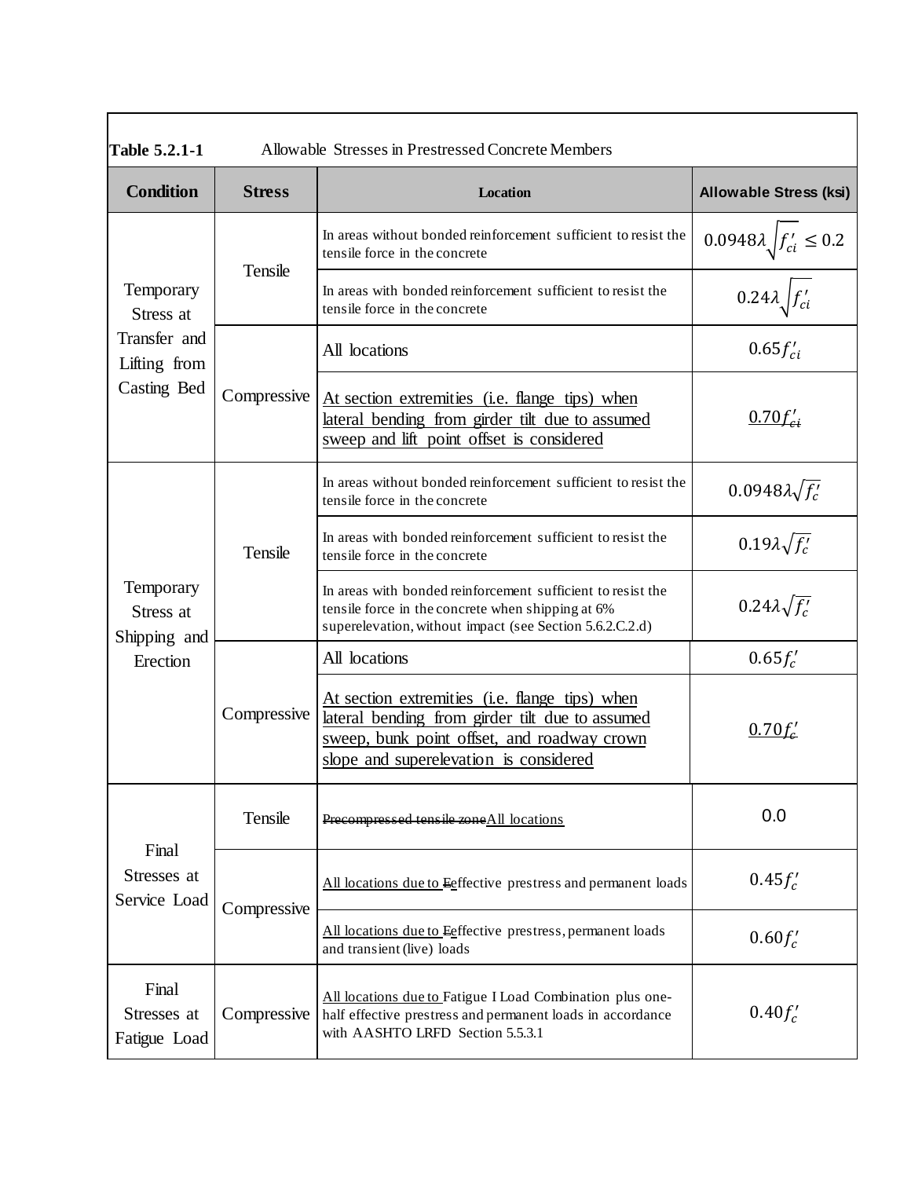**Table 5.2.1-1** Allowable Stresses in Prestressed Concrete Members

| Condition | Stress | Location | Allowable Stress (ksi) |
|---|---|---|---|
| Temporary Stress at Transfer and Lifting from Casting Bed | Tensile | In areas without bonded reinforcement sufficient to resist the tensile force in the concrete | $0.0948\lambda\sqrt{f'_{ci}} \leq 0.2$ |
| | | In areas with bonded reinforcement sufficient to resist the tensile force in the concrete | $0.24\lambda\sqrt{f'_{ci}}$ |
| | Compressive | All locations | $0.65f'_{ci}$ |
| | | At section extremities (i.e. flange tips) when lateral bending from girder tilt due to assumed sweep and lift point offset is considered | $0.70f'_{ci}$ |
| Temporary Stress at Shipping and Erection | Tensile | In areas without bonded reinforcement sufficient to resist the tensile force in the concrete | $0.0948\lambda\sqrt{f'_c}$ |
| | | In areas with bonded reinforcement sufficient to resist the tensile force in the concrete | $0.19\lambda\sqrt{f'_c}$ |
| | | In areas with bonded reinforcement sufficient to resist the tensile force in the concrete when shipping at 6% superelevation, without impact (see Section 5.6.2.C.2.d) | $0.24\lambda\sqrt{f'_c}$ |
| | Compressive | All locations | $0.65f'_c$ |
| | | At section extremities (i.e. flange tips) when lateral bending from girder tilt due to assumed sweep, bunk point offset, and roadway crown slope and superelevation is considered | $0.70f'_c$ |
| Final Stresses at Service Load | Tensile | ~~Precompressed tensile zone~~All locations | 0.0 |
| | Compressive | All locations due to ~~E~~effective prestress and permanent loads | $0.45f'_c$ |
| | | All locations due to ~~E~~effective prestress, permanent loads and transient (live) loads | $0.60f'_c$ |
| Final Stresses at Fatigue Load | Compressive | All locations due to Fatigue I Load Combination plus one-half effective prestress and permanent loads in accordance with AASHTO LRFD Section 5.5.3.1 | $0.40f'_c$ |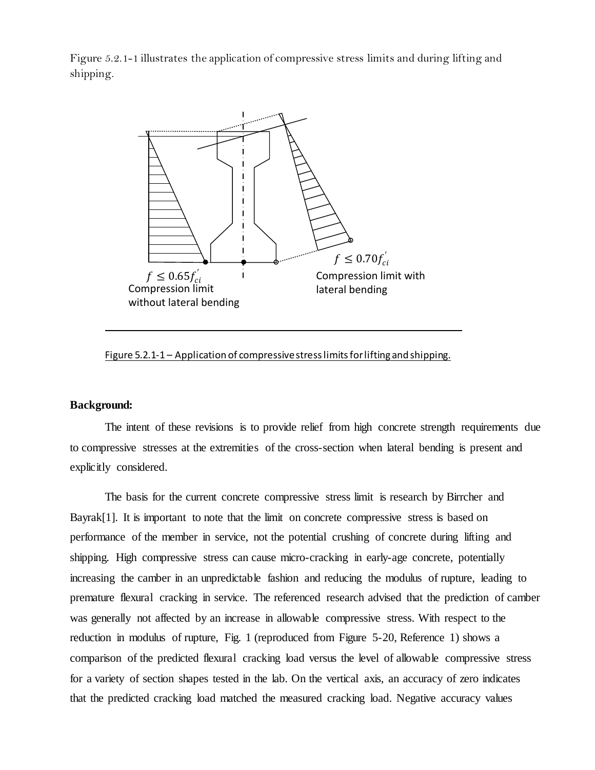Figure 5.2.1-1 illustrates the application of compressive stress limits and during lifting and shipping.

$f \leq 0.65f_{ci}^{'}$
Compression limit without lateral bending

$f \leq 0.70f_{ci}^{'}$
Compression limit with lateral bending

Figure 5.2.1-1 – Application of compressive stress limits for lifting and shipping.

**Background:**

The intent of these revisions is to provide relief from high concrete strength requirements due to compressive stresses at the extremities of the cross-section when lateral bending is present and explicitly considered.

The basis for the current concrete compressive stress limit is research by Birrcher and Bayrak[1]. It is important to note that the limit on concrete compressive stress is based on performance of the member in service, not the potential crushing of concrete during lifting and shipping. High compressive stress can cause micro-cracking in early-age concrete, potentially increasing the camber in an unpredictable fashion and reducing the modulus of rupture, leading to premature flexural cracking in service. The referenced research advised that the prediction of camber was generally not affected by an increase in allowable compressive stress. With respect to the reduction in modulus of rupture, Fig. 1 (reproduced from Figure 5-20, Reference 1) shows a comparison of the predicted flexural cracking load versus the level of allowable compressive stress for a variety of section shapes tested in the lab. On the vertical axis, an accuracy of zero indicates that the predicted cracking load matched the measured cracking load. Negative accuracy values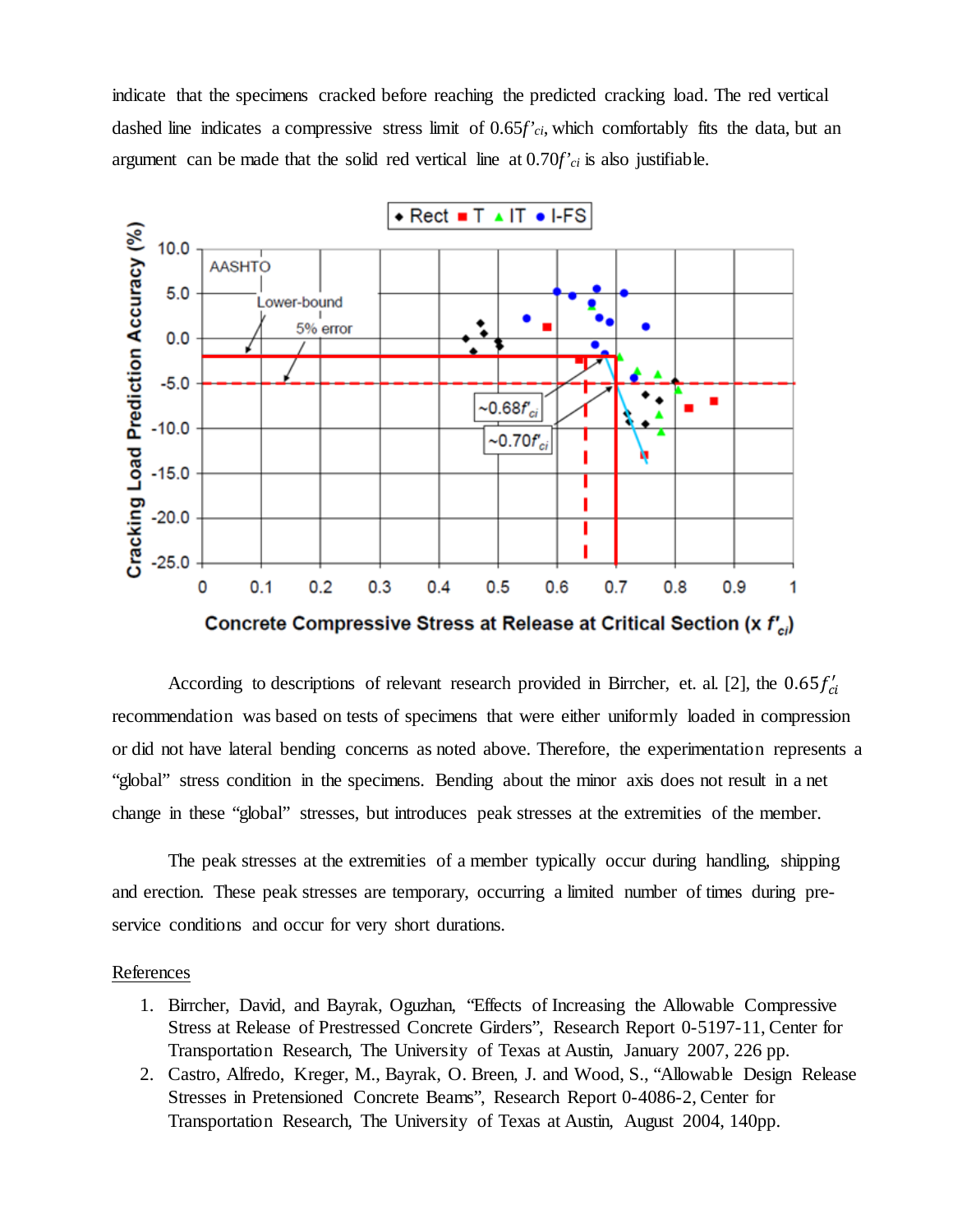indicate that the specimens cracked before reaching the predicted cracking load. The red vertical dashed line indicates a compressive stress limit of $0.65f'_{ci}$, which comfortably fits the data, but an argument can be made that the solid red vertical line at $0.70f'_{ci}$ is also justifiable.

According to descriptions of relevant research provided in Birrcher, et. al. [2], the $0.65f'_{ci}$ recommendation was based on tests of specimens that were either uniformly loaded in compression or did not have lateral bending concerns as noted above. Therefore, the experimentation represents a "global" stress condition in the specimens. Bending about the minor axis does not result in a net change in these "global" stresses, but introduces peak stresses at the extremities of the member.

The peak stresses at the extremities of a member typically occur during handling, shipping and erection. These peak stresses are temporary, occurring a limited number of times during pre-service conditions and occur for very short durations.

References

1. Birrcher, David, and Bayrak, Oguzhan, "Effects of Increasing the Allowable Compressive Stress at Release of Prestressed Concrete Girders", Research Report 0-5197-11, Center for Transportation Research, The University of Texas at Austin, January 2007, 226 pp.
2. Castro, Alfredo, Kreger, M., Bayrak, O. Breen, J. and Wood, S., "Allowable Design Release Stresses in Pretensioned Concrete Beams", Research Report 0-4086-2, Center for Transportation Research, The University of Texas at Austin, August 2004, 140pp.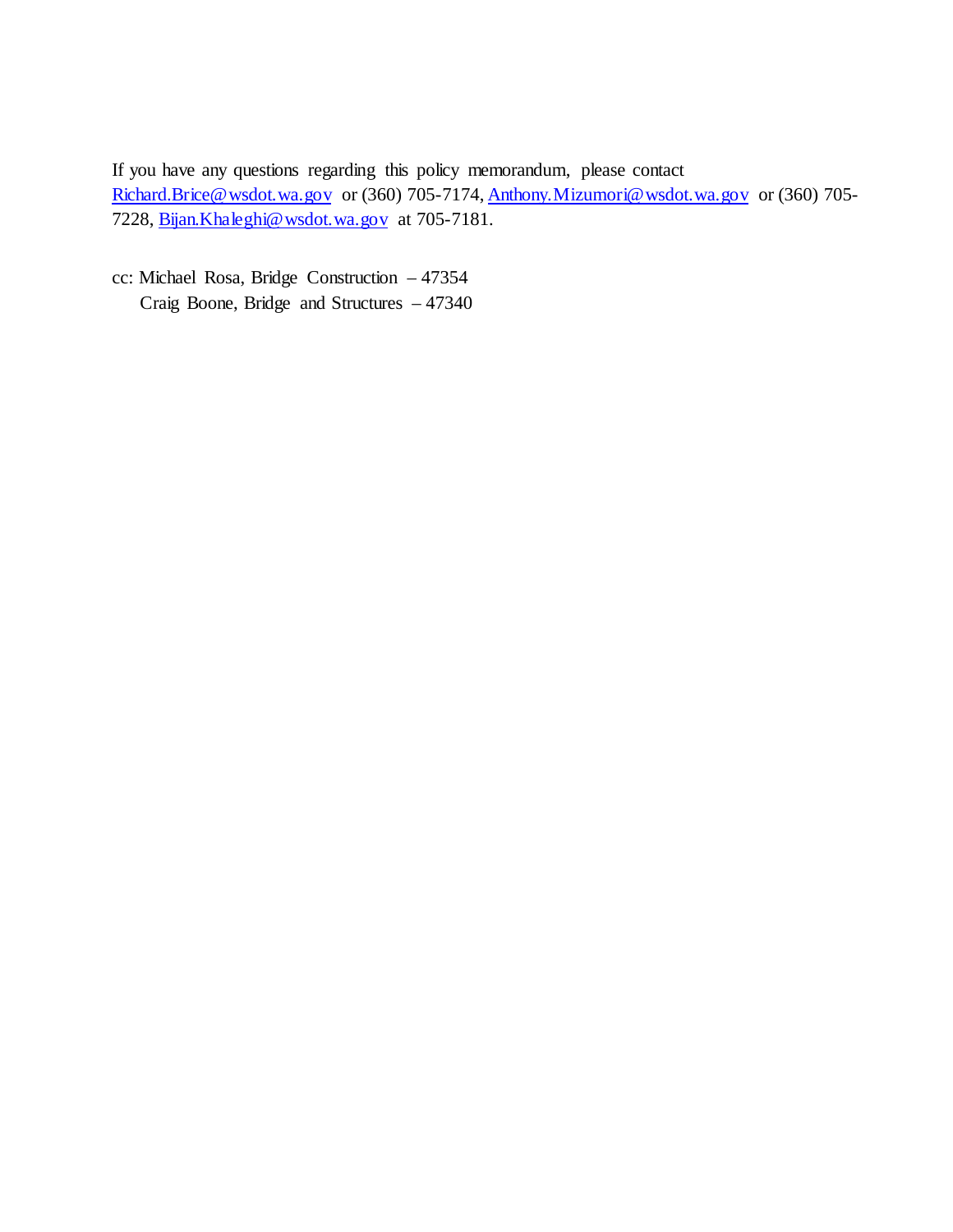If you have any questions regarding this policy memorandum, please contact Richard.Brice@wsdot.wa.gov or (360) 705-7174, Anthony.Mizumori@wsdot.wa.gov or (360) 705-7228, Bijan.Khaleghi@wsdot.wa.gov at 705-7181.

cc: Michael Rosa, Bridge Construction – 47354
Craig Boone, Bridge and Structures – 47340